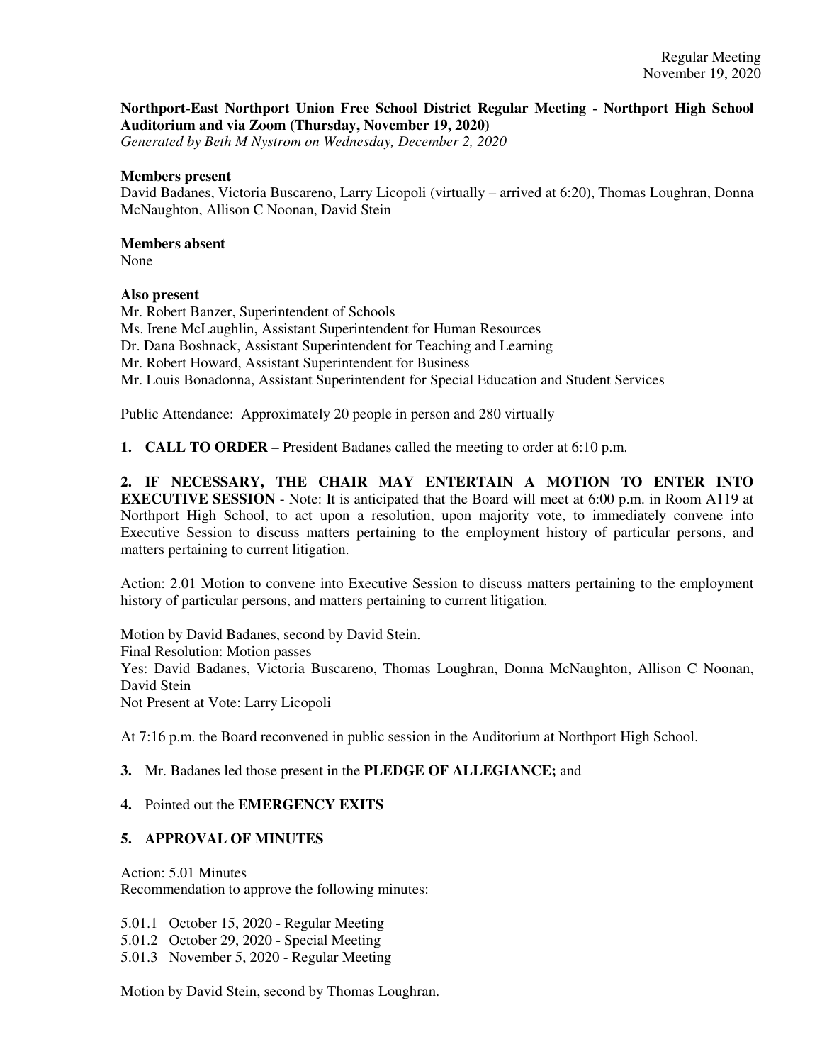**Northport-East Northport Union Free School District Regular Meeting - Northport High School Auditorium and via Zoom (Thursday, November 19, 2020)**
*Generated by Beth M Nystrom on Wednesday, December 2, 2020*

**Members present**
David Badanes, Victoria Buscareno, Larry Licopoli (virtually – arrived at 6:20), Thomas Loughran, Donna McNaughton, Allison C Noonan, David Stein

**Members absent**
None

**Also present**
Mr. Robert Banzer, Superintendent of Schools
Ms. Irene McLaughlin, Assistant Superintendent for Human Resources
Dr. Dana Boshnack, Assistant Superintendent for Teaching and Learning
Mr. Robert Howard, Assistant Superintendent for Business
Mr. Louis Bonadonna, Assistant Superintendent for Special Education and Student Services

Public Attendance: Approximately 20 people in person and 280 virtually

**1. CALL TO ORDER** – President Badanes called the meeting to order at 6:10 p.m.

**2. IF NECESSARY, THE CHAIR MAY ENTERTAIN A MOTION TO ENTER INTO EXECUTIVE SESSION** - Note: It is anticipated that the Board will meet at 6:00 p.m. in Room A119 at Northport High School, to act upon a resolution, upon majority vote, to immediately convene into Executive Session to discuss matters pertaining to the employment history of particular persons, and matters pertaining to current litigation.

Action: 2.01 Motion to convene into Executive Session to discuss matters pertaining to the employment history of particular persons, and matters pertaining to current litigation.

Motion by David Badanes, second by David Stein.
Final Resolution: Motion passes
Yes: David Badanes, Victoria Buscareno, Thomas Loughran, Donna McNaughton, Allison C Noonan, David Stein
Not Present at Vote: Larry Licopoli

At 7:16 p.m. the Board reconvened in public session in the Auditorium at Northport High School.

**3.** Mr. Badanes led those present in the **PLEDGE OF ALLEGIANCE;** and

**4.** Pointed out the **EMERGENCY EXITS**

**5. APPROVAL OF MINUTES**

Action: 5.01 Minutes
Recommendation to approve the following minutes:

5.01.1 October 15, 2020 - Regular Meeting
5.01.2 October 29, 2020 - Special Meeting
5.01.3 November 5, 2020 - Regular Meeting

Motion by David Stein, second by Thomas Loughran.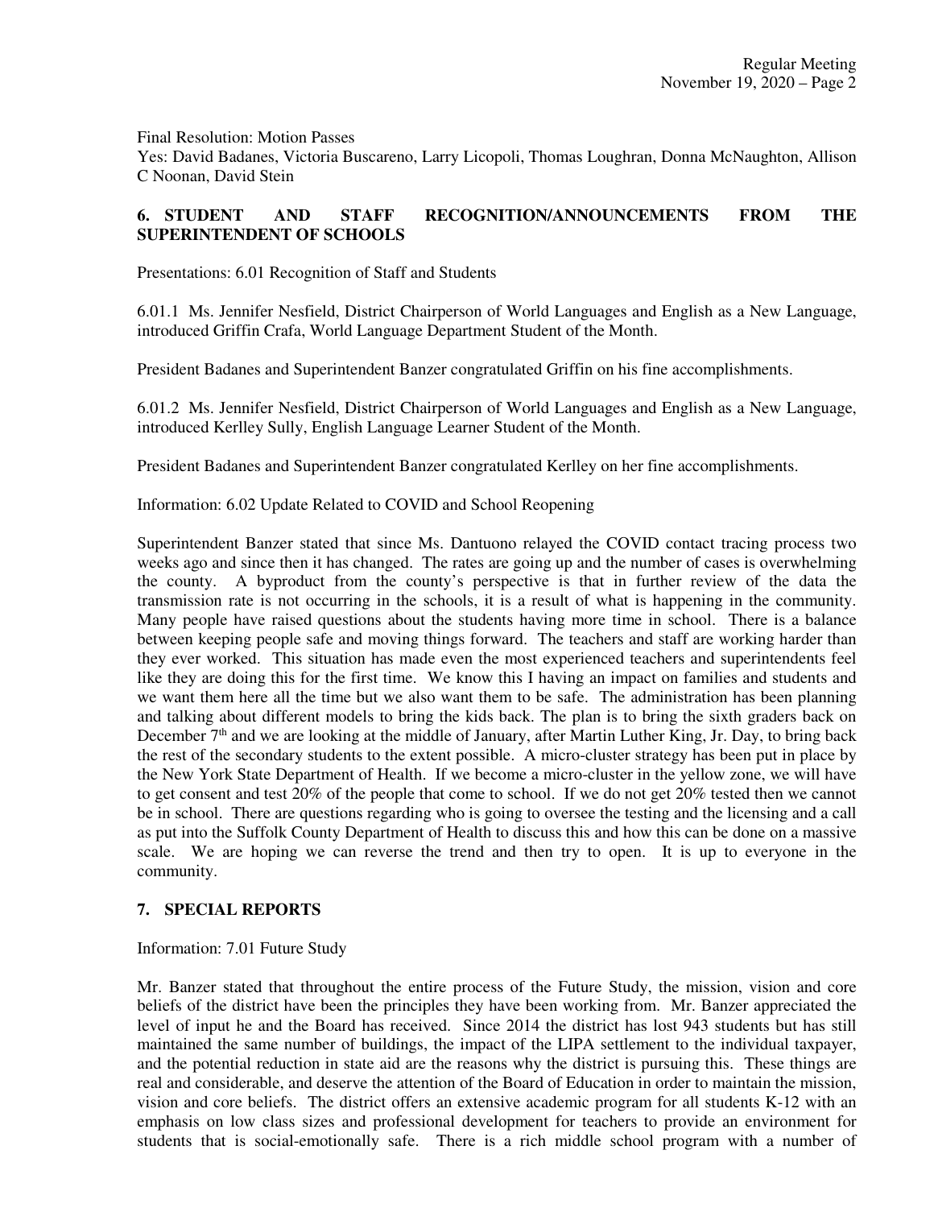Final Resolution: Motion Passes
Yes: David Badanes, Victoria Buscareno, Larry Licopoli, Thomas Loughran, Donna McNaughton, Allison C Noonan, David Stein

## 6. STUDENT AND STAFF RECOGNITION/ANNOUNCEMENTS FROM THE SUPERINTENDENT OF SCHOOLS

Presentations: 6.01 Recognition of Staff and Students

6.01.1 Ms. Jennifer Nesfield, District Chairperson of World Languages and English as a New Language, introduced Griffin Crafa, World Language Department Student of the Month.

President Badanes and Superintendent Banzer congratulated Griffin on his fine accomplishments.

6.01.2 Ms. Jennifer Nesfield, District Chairperson of World Languages and English as a New Language, introduced Kerlley Sully, English Language Learner Student of the Month.

President Badanes and Superintendent Banzer congratulated Kerlley on her fine accomplishments.

Information: 6.02 Update Related to COVID and School Reopening

Superintendent Banzer stated that since Ms. Dantuono relayed the COVID contact tracing process two weeks ago and since then it has changed. The rates are going up and the number of cases is overwhelming the county. A byproduct from the county's perspective is that in further review of the data the transmission rate is not occurring in the schools, it is a result of what is happening in the community. Many people have raised questions about the students having more time in school. There is a balance between keeping people safe and moving things forward. The teachers and staff are working harder than they ever worked. This situation has made even the most experienced teachers and superintendents feel like they are doing this for the first time. We know this I having an impact on families and students and we want them here all the time but we also want them to be safe. The administration has been planning and talking about different models to bring the kids back. The plan is to bring the sixth graders back on December 7th and we are looking at the middle of January, after Martin Luther King, Jr. Day, to bring back the rest of the secondary students to the extent possible. A micro-cluster strategy has been put in place by the New York State Department of Health. If we become a micro-cluster in the yellow zone, we will have to get consent and test 20% of the people that come to school. If we do not get 20% tested then we cannot be in school. There are questions regarding who is going to oversee the testing and the licensing and a call as put into the Suffolk County Department of Health to discuss this and how this can be done on a massive scale. We are hoping we can reverse the trend and then try to open. It is up to everyone in the community.

## 7. SPECIAL REPORTS

Information: 7.01 Future Study

Mr. Banzer stated that throughout the entire process of the Future Study, the mission, vision and core beliefs of the district have been the principles they have been working from. Mr. Banzer appreciated the level of input he and the Board has received. Since 2014 the district has lost 943 students but has still maintained the same number of buildings, the impact of the LIPA settlement to the individual taxpayer, and the potential reduction in state aid are the reasons why the district is pursuing this. These things are real and considerable, and deserve the attention of the Board of Education in order to maintain the mission, vision and core beliefs. The district offers an extensive academic program for all students K-12 with an emphasis on low class sizes and professional development for teachers to provide an environment for students that is social-emotionally safe. There is a rich middle school program with a number of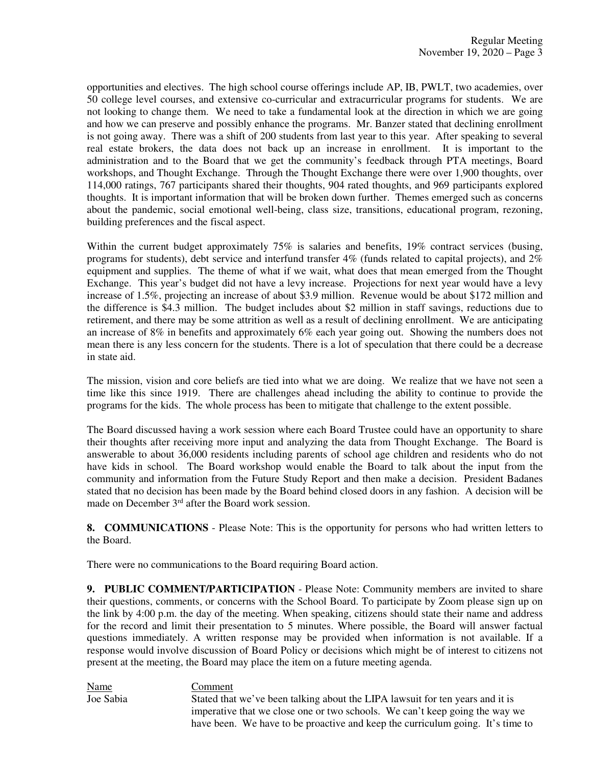opportunities and electives. The high school course offerings include AP, IB, PWLT, two academies, over 50 college level courses, and extensive co-curricular and extracurricular programs for students. We are not looking to change them. We need to take a fundamental look at the direction in which we are going and how we can preserve and possibly enhance the programs. Mr. Banzer stated that declining enrollment is not going away. There was a shift of 200 students from last year to this year. After speaking to several real estate brokers, the data does not back up an increase in enrollment. It is important to the administration and to the Board that we get the community's feedback through PTA meetings, Board workshops, and Thought Exchange. Through the Thought Exchange there were over 1,900 thoughts, over 114,000 ratings, 767 participants shared their thoughts, 904 rated thoughts, and 969 participants explored thoughts. It is important information that will be broken down further. Themes emerged such as concerns about the pandemic, social emotional well-being, class size, transitions, educational program, rezoning, building preferences and the fiscal aspect.

Within the current budget approximately 75% is salaries and benefits, 19% contract services (busing, programs for students), debt service and interfund transfer 4% (funds related to capital projects), and 2% equipment and supplies. The theme of what if we wait, what does that mean emerged from the Thought Exchange. This year's budget did not have a levy increase. Projections for next year would have a levy increase of 1.5%, projecting an increase of about $3.9 million. Revenue would be about $172 million and the difference is $4.3 million. The budget includes about $2 million in staff savings, reductions due to retirement, and there may be some attrition as well as a result of declining enrollment. We are anticipating an increase of 8% in benefits and approximately 6% each year going out. Showing the numbers does not mean there is any less concern for the students. There is a lot of speculation that there could be a decrease in state aid.

The mission, vision and core beliefs are tied into what we are doing. We realize that we have not seen a time like this since 1919. There are challenges ahead including the ability to continue to provide the programs for the kids. The whole process has been to mitigate that challenge to the extent possible.

The Board discussed having a work session where each Board Trustee could have an opportunity to share their thoughts after receiving more input and analyzing the data from Thought Exchange. The Board is answerable to about 36,000 residents including parents of school age children and residents who do not have kids in school. The Board workshop would enable the Board to talk about the input from the community and information from the Future Study Report and then make a decision. President Badanes stated that no decision has been made by the Board behind closed doors in any fashion. A decision will be made on December 3rd after the Board work session.

**8. COMMUNICATIONS** - Please Note: This is the opportunity for persons who had written letters to the Board.

There were no communications to the Board requiring Board action.

**9. PUBLIC COMMENT/PARTICIPATION** - Please Note: Community members are invited to share their questions, comments, or concerns with the School Board. To participate by Zoom please sign up on the link by 4:00 p.m. the day of the meeting. When speaking, citizens should state their name and address for the record and limit their presentation to 5 minutes. Where possible, the Board will answer factual questions immediately. A written response may be provided when information is not available. If a response would involve discussion of Board Policy or decisions which might be of interest to citizens not present at the meeting, the Board may place the item on a future meeting agenda.

| Name | Comment |
|---|---|
| Joe Sabia | Stated that we've been talking about the LIPA lawsuit for ten years and it is imperative that we close one or two schools. We can't keep going the way we have been. We have to be proactive and keep the curriculum going. It's time to |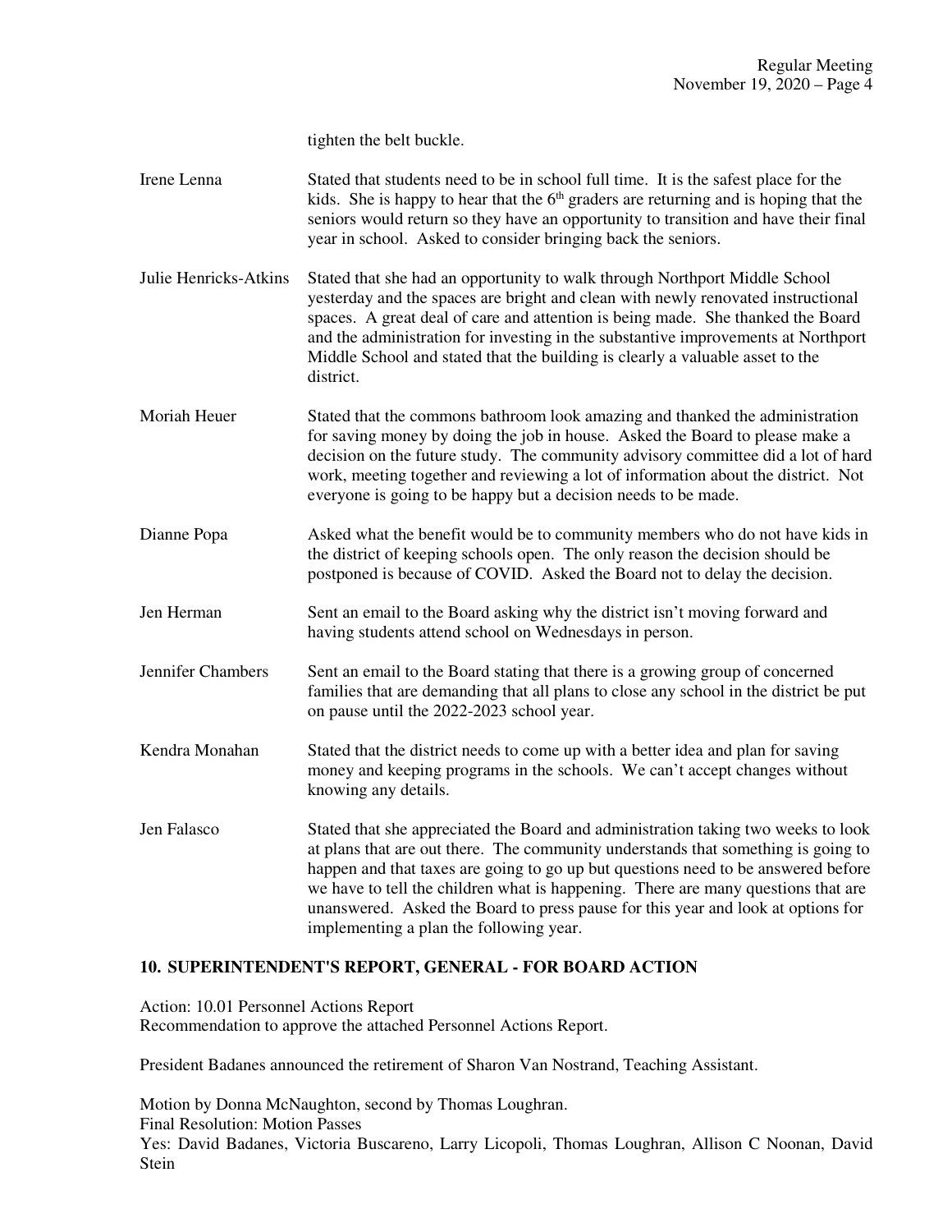tighten the belt buckle.

Irene Lenna — Stated that students need to be in school full time. It is the safest place for the kids. She is happy to hear that the 6th graders are returning and is hoping that the seniors would return so they have an opportunity to transition and have their final year in school. Asked to consider bringing back the seniors.

Julie Henricks-Atkins — Stated that she had an opportunity to walk through Northport Middle School yesterday and the spaces are bright and clean with newly renovated instructional spaces. A great deal of care and attention is being made. She thanked the Board and the administration for investing in the substantive improvements at Northport Middle School and stated that the building is clearly a valuable asset to the district.

Moriah Heuer — Stated that the commons bathroom look amazing and thanked the administration for saving money by doing the job in house. Asked the Board to please make a decision on the future study. The community advisory committee did a lot of hard work, meeting together and reviewing a lot of information about the district. Not everyone is going to be happy but a decision needs to be made.

Dianne Popa — Asked what the benefit would be to community members who do not have kids in the district of keeping schools open. The only reason the decision should be postponed is because of COVID. Asked the Board not to delay the decision.

Jen Herman — Sent an email to the Board asking why the district isn't moving forward and having students attend school on Wednesdays in person.

Jennifer Chambers — Sent an email to the Board stating that there is a growing group of concerned families that are demanding that all plans to close any school in the district be put on pause until the 2022-2023 school year.

Kendra Monahan — Stated that the district needs to come up with a better idea and plan for saving money and keeping programs in the schools. We can't accept changes without knowing any details.

Jen Falasco — Stated that she appreciated the Board and administration taking two weeks to look at plans that are out there. The community understands that something is going to happen and that taxes are going to go up but questions need to be answered before we have to tell the children what is happening. There are many questions that are unanswered. Asked the Board to press pause for this year and look at options for implementing a plan the following year.

## 10. SUPERINTENDENT'S REPORT, GENERAL - FOR BOARD ACTION

Action: 10.01 Personnel Actions Report
Recommendation to approve the attached Personnel Actions Report.

President Badanes announced the retirement of Sharon Van Nostrand, Teaching Assistant.

Motion by Donna McNaughton, second by Thomas Loughran.
Final Resolution: Motion Passes
Yes: David Badanes, Victoria Buscareno, Larry Licopoli, Thomas Loughran, Allison C Noonan, David Stein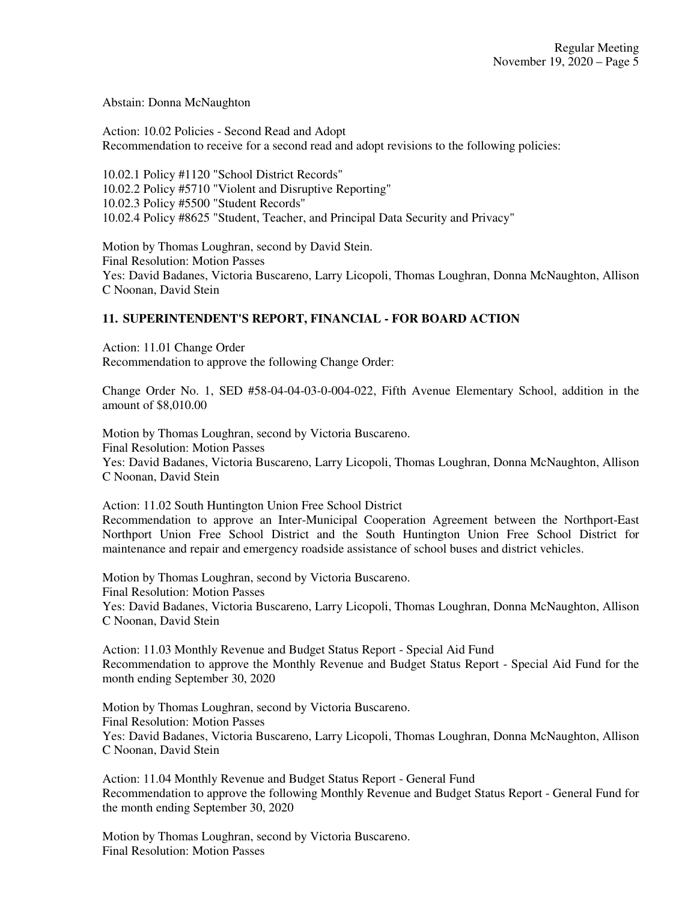Abstain: Donna McNaughton

Action: 10.02 Policies - Second Read and Adopt
Recommendation to receive for a second read and adopt revisions to the following policies:

10.02.1 Policy #1120 "School District Records"
10.02.2 Policy #5710 "Violent and Disruptive Reporting"
10.02.3 Policy #5500 "Student Records"
10.02.4 Policy #8625 "Student, Teacher, and Principal Data Security and Privacy"

Motion by Thomas Loughran, second by David Stein.
Final Resolution: Motion Passes
Yes: David Badanes, Victoria Buscareno, Larry Licopoli, Thomas Loughran, Donna McNaughton, Allison C Noonan, David Stein

## 11. SUPERINTENDENT'S REPORT, FINANCIAL - FOR BOARD ACTION

Action: 11.01 Change Order
Recommendation to approve the following Change Order:

Change Order No. 1, SED #58-04-04-03-0-004-022, Fifth Avenue Elementary School, addition in the amount of $8,010.00

Motion by Thomas Loughran, second by Victoria Buscareno.
Final Resolution: Motion Passes
Yes: David Badanes, Victoria Buscareno, Larry Licopoli, Thomas Loughran, Donna McNaughton, Allison C Noonan, David Stein

Action: 11.02 South Huntington Union Free School District
Recommendation to approve an Inter-Municipal Cooperation Agreement between the Northport-East Northport Union Free School District and the South Huntington Union Free School District for maintenance and repair and emergency roadside assistance of school buses and district vehicles.

Motion by Thomas Loughran, second by Victoria Buscareno.
Final Resolution: Motion Passes
Yes: David Badanes, Victoria Buscareno, Larry Licopoli, Thomas Loughran, Donna McNaughton, Allison C Noonan, David Stein

Action: 11.03 Monthly Revenue and Budget Status Report - Special Aid Fund
Recommendation to approve the Monthly Revenue and Budget Status Report - Special Aid Fund for the month ending September 30, 2020

Motion by Thomas Loughran, second by Victoria Buscareno.
Final Resolution: Motion Passes
Yes: David Badanes, Victoria Buscareno, Larry Licopoli, Thomas Loughran, Donna McNaughton, Allison C Noonan, David Stein

Action: 11.04 Monthly Revenue and Budget Status Report - General Fund
Recommendation to approve the following Monthly Revenue and Budget Status Report - General Fund for the month ending September 30, 2020

Motion by Thomas Loughran, second by Victoria Buscareno.
Final Resolution: Motion Passes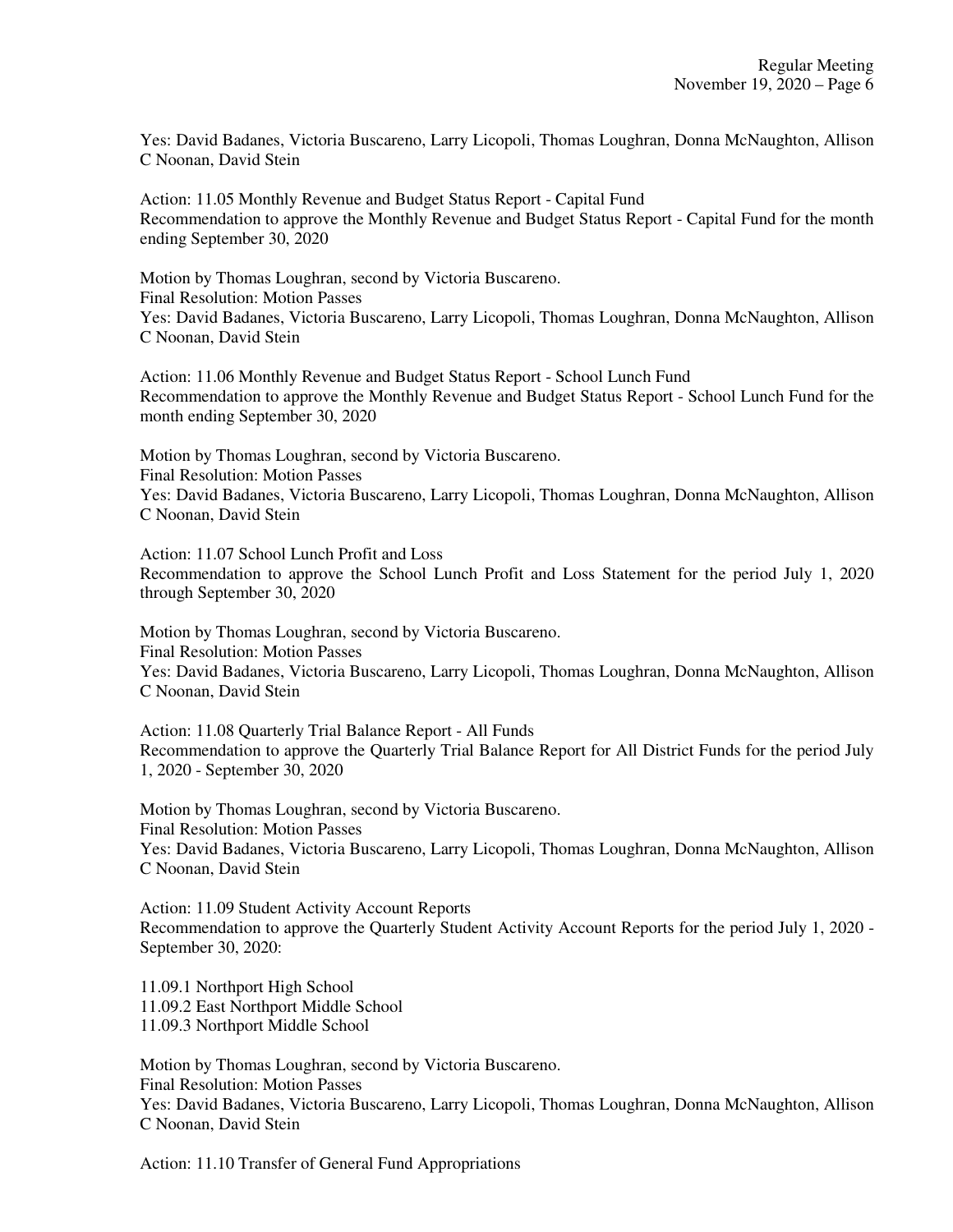Yes: David Badanes, Victoria Buscareno, Larry Licopoli, Thomas Loughran, Donna McNaughton, Allison C Noonan, David Stein

Action: 11.05 Monthly Revenue and Budget Status Report - Capital Fund
Recommendation to approve the Monthly Revenue and Budget Status Report - Capital Fund for the month ending September 30, 2020

Motion by Thomas Loughran, second by Victoria Buscareno.
Final Resolution: Motion Passes
Yes: David Badanes, Victoria Buscareno, Larry Licopoli, Thomas Loughran, Donna McNaughton, Allison C Noonan, David Stein

Action: 11.06 Monthly Revenue and Budget Status Report - School Lunch Fund
Recommendation to approve the Monthly Revenue and Budget Status Report - School Lunch Fund for the month ending September 30, 2020

Motion by Thomas Loughran, second by Victoria Buscareno.
Final Resolution: Motion Passes
Yes: David Badanes, Victoria Buscareno, Larry Licopoli, Thomas Loughran, Donna McNaughton, Allison C Noonan, David Stein

Action: 11.07 School Lunch Profit and Loss
Recommendation to approve the School Lunch Profit and Loss Statement for the period July 1, 2020 through September 30, 2020

Motion by Thomas Loughran, second by Victoria Buscareno.
Final Resolution: Motion Passes
Yes: David Badanes, Victoria Buscareno, Larry Licopoli, Thomas Loughran, Donna McNaughton, Allison C Noonan, David Stein

Action: 11.08 Quarterly Trial Balance Report - All Funds
Recommendation to approve the Quarterly Trial Balance Report for All District Funds for the period July 1, 2020 - September 30, 2020

Motion by Thomas Loughran, second by Victoria Buscareno.
Final Resolution: Motion Passes
Yes: David Badanes, Victoria Buscareno, Larry Licopoli, Thomas Loughran, Donna McNaughton, Allison C Noonan, David Stein

Action: 11.09 Student Activity Account Reports
Recommendation to approve the Quarterly Student Activity Account Reports for the period July 1, 2020 - September 30, 2020:

11.09.1 Northport High School
11.09.2 East Northport Middle School
11.09.3 Northport Middle School

Motion by Thomas Loughran, second by Victoria Buscareno.
Final Resolution: Motion Passes
Yes: David Badanes, Victoria Buscareno, Larry Licopoli, Thomas Loughran, Donna McNaughton, Allison C Noonan, David Stein

Action: 11.10 Transfer of General Fund Appropriations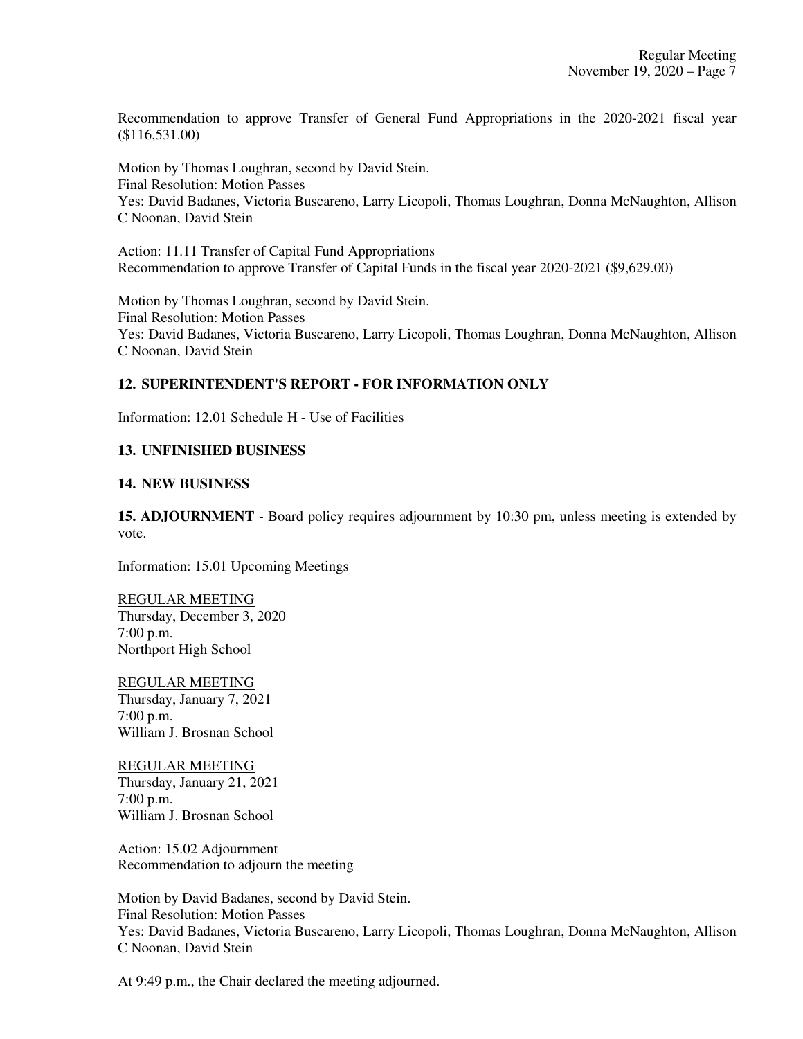Recommendation to approve Transfer of General Fund Appropriations in the 2020-2021 fiscal year ($116,531.00)

Motion by Thomas Loughran, second by David Stein.
Final Resolution: Motion Passes
Yes: David Badanes, Victoria Buscareno, Larry Licopoli, Thomas Loughran, Donna McNaughton, Allison C Noonan, David Stein

Action: 11.11 Transfer of Capital Fund Appropriations
Recommendation to approve Transfer of Capital Funds in the fiscal year 2020-2021 ($9,629.00)

Motion by Thomas Loughran, second by David Stein.
Final Resolution: Motion Passes
Yes: David Badanes, Victoria Buscareno, Larry Licopoli, Thomas Loughran, Donna McNaughton, Allison C Noonan, David Stein

## 12. SUPERINTENDENT'S REPORT - FOR INFORMATION ONLY

Information: 12.01 Schedule H - Use of Facilities

## 13. UNFINISHED BUSINESS

## 14. NEW BUSINESS

**15. ADJOURNMENT** - Board policy requires adjournment by 10:30 pm, unless meeting is extended by vote.

Information: 15.01 Upcoming Meetings

<u>REGULAR MEETING</u>
Thursday, December 3, 2020
7:00 p.m.
Northport High School

<u>REGULAR MEETING</u>
Thursday, January 7, 2021
7:00 p.m.
William J. Brosnan School

<u>REGULAR MEETING</u>
Thursday, January 21, 2021
7:00 p.m.
William J. Brosnan School

Action: 15.02 Adjournment
Recommendation to adjourn the meeting

Motion by David Badanes, second by David Stein.
Final Resolution: Motion Passes
Yes: David Badanes, Victoria Buscareno, Larry Licopoli, Thomas Loughran, Donna McNaughton, Allison C Noonan, David Stein

At 9:49 p.m., the Chair declared the meeting adjourned.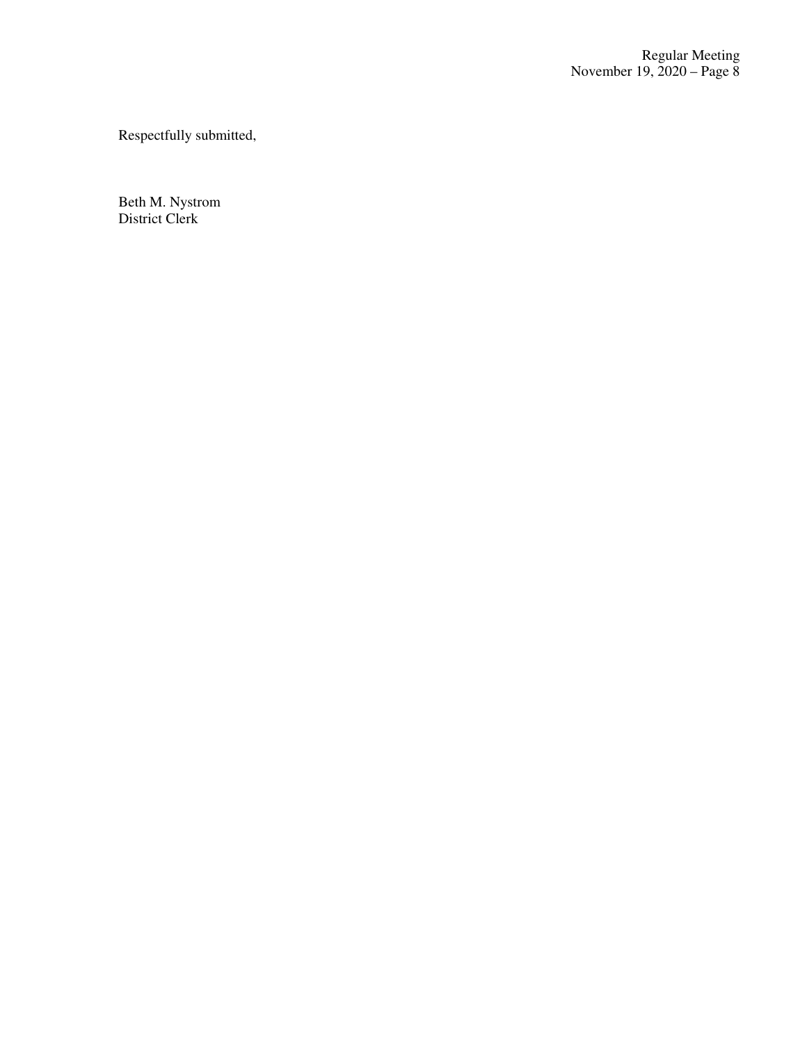Respectfully submitted,

Beth M. Nystrom
District Clerk